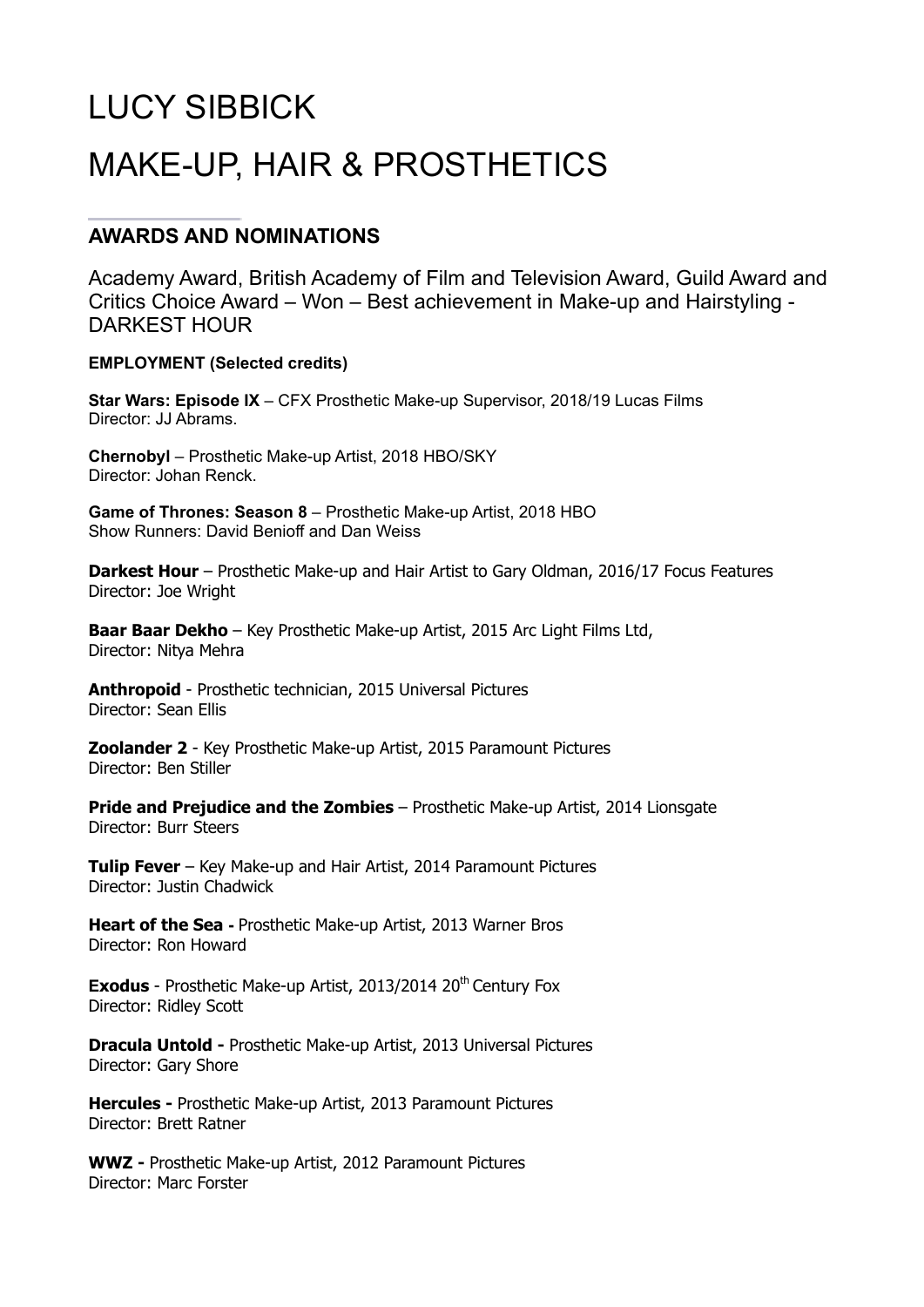# LUCY SIBBICK

# MAKE-UP, HAIR & PROSTHETICS

## AWARDS AND NOMINATIONS

Academy Award, British Academy of Film and Television Award, Guild Award and Critics Choice Award – Won – Best achievement in Make-up and Hairstyling - DARKEST HOUR

**EMPLOYMENT (Selected credits)**

**Star Wars: Episode IX** – CFX Prosthetic Make-up Supervisor, 2018/19 Lucas Films
Director: JJ Abrams.

**Chernobyl** – Prosthetic Make-up Artist, 2018 HBO/SKY
Director: Johan Renck.

**Game of Thrones: Season 8** – Prosthetic Make-up Artist, 2018 HBO
Show Runners: David Benioff and Dan Weiss

**Darkest Hour** – Prosthetic Make-up and Hair Artist to Gary Oldman, 2016/17 Focus Features
Director: Joe Wright

**Baar Baar Dekho** – Key Prosthetic Make-up Artist, 2015 Arc Light Films Ltd,
Director: Nitya Mehra

**Anthropoid** - Prosthetic technician, 2015 Universal Pictures
Director: Sean Ellis

**Zoolander 2** - Key Prosthetic Make-up Artist, 2015 Paramount Pictures
Director: Ben Stiller

**Pride and Prejudice and the Zombies** – Prosthetic Make-up Artist, 2014 Lionsgate
Director: Burr Steers

**Tulip Fever** – Key Make-up and Hair Artist, 2014 Paramount Pictures
Director: Justin Chadwick

**Heart of the Sea -** Prosthetic Make-up Artist, 2013 Warner Bros
Director: Ron Howard

**Exodus** - Prosthetic Make-up Artist, 2013/2014 20th Century Fox
Director: Ridley Scott

**Dracula Untold -** Prosthetic Make-up Artist, 2013 Universal Pictures
Director: Gary Shore

**Hercules -** Prosthetic Make-up Artist, 2013 Paramount Pictures
Director: Brett Ratner

**WWZ -** Prosthetic Make-up Artist, 2012 Paramount Pictures
Director: Marc Forster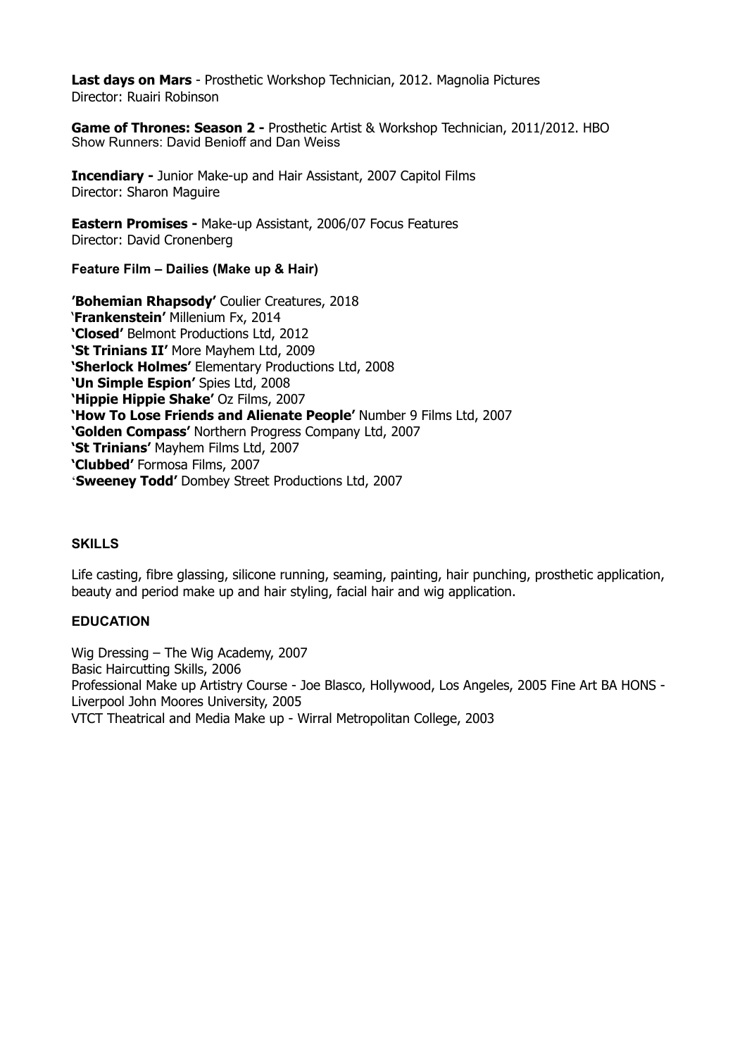**Last days on Mars** - Prosthetic Workshop Technician, 2012. Magnolia Pictures
Director: Ruairi Robinson

**Game of Thrones: Season 2 -** Prosthetic Artist & Workshop Technician, 2011/2012. HBO
Show Runners: David Benioff and Dan Weiss

**Incendiary -** Junior Make-up and Hair Assistant, 2007 Capitol Films
Director: Sharon Maguire

**Eastern Promises -** Make-up Assistant, 2006/07 Focus Features
Director: David Cronenberg

**Feature Film – Dailies (Make up & Hair)**

**'Bohemian Rhapsody'** Coulier Creatures, 2018
'**Frankenstein'** Millenium Fx, 2014
**'Closed'** Belmont Productions Ltd, 2012
**'St Trinians II'** More Mayhem Ltd, 2009
**'Sherlock Holmes'** Elementary Productions Ltd, 2008
**'Un Simple Espion'** Spies Ltd, 2008
**'Hippie Hippie Shake'** Oz Films, 2007
**'How To Lose Friends and Alienate People'** Number 9 Films Ltd, 2007
**'Golden Compass'** Northern Progress Company Ltd, 2007
**'St Trinians'** Mayhem Films Ltd, 2007
**'Clubbed'** Formosa Films, 2007
'**Sweeney Todd'** Dombey Street Productions Ltd, 2007

## SKILLS

Life casting, fibre glassing, silicone running, seaming, painting, hair punching, prosthetic application, beauty and period make up and hair styling, facial hair and wig application.

## EDUCATION

Wig Dressing – The Wig Academy, 2007
Basic Haircutting Skills, 2006
Professional Make up Artistry Course - Joe Blasco, Hollywood, Los Angeles, 2005 Fine Art BA HONS - Liverpool John Moores University, 2005
VTCT Theatrical and Media Make up - Wirral Metropolitan College, 2003